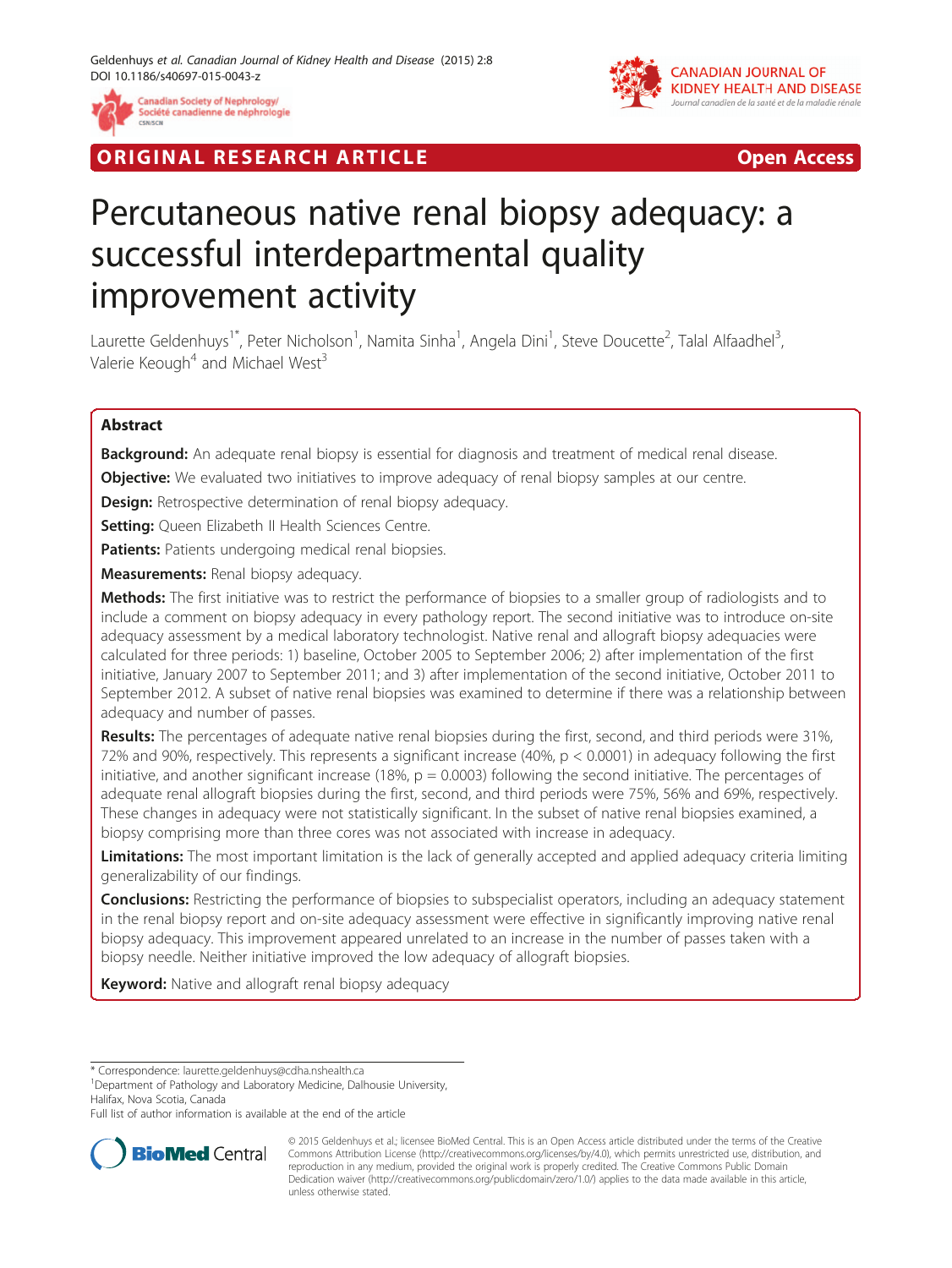ORIGINAL RESEARCH ARTICLE

Open Access

# Percutaneous native renal biopsy adequacy: a successful interdepartmental quality improvement activity

Laurette Geldenhuys[1*], Peter Nicholson[1], Namita Sinha[1], Angela Dini[1], Steve Doucette[2], Talal Alfaadhel[3], Valerie Keough[4] and Michael West[3]

## Abstract

**Background:** An adequate renal biopsy is essential for diagnosis and treatment of medical renal disease.

**Objective:** We evaluated two initiatives to improve adequacy of renal biopsy samples at our centre.

**Design:** Retrospective determination of renal biopsy adequacy.

**Setting:** Queen Elizabeth II Health Sciences Centre.

**Patients:** Patients undergoing medical renal biopsies.

**Measurements:** Renal biopsy adequacy.

**Methods:** The first initiative was to restrict the performance of biopsies to a smaller group of radiologists and to include a comment on biopsy adequacy in every pathology report. The second initiative was to introduce on-site adequacy assessment by a medical laboratory technologist. Native renal and allograft biopsy adequacies were calculated for three periods: 1) baseline, October 2005 to September 2006; 2) after implementation of the first initiative, January 2007 to September 2011; and 3) after implementation of the second initiative, October 2011 to September 2012. A subset of native renal biopsies was examined to determine if there was a relationship between adequacy and number of passes.

**Results:** The percentages of adequate native renal biopsies during the first, second, and third periods were 31%, 72% and 90%, respectively. This represents a significant increase (40%, $p < 0.0001$) in adequacy following the first initiative, and another significant increase (18%, $p = 0.0003$) following the second initiative. The percentages of adequate renal allograft biopsies during the first, second, and third periods were 75%, 56% and 69%, respectively. These changes in adequacy were not statistically significant. In the subset of native renal biopsies examined, a biopsy comprising more than three cores was not associated with increase in adequacy.

**Limitations:** The most important limitation is the lack of generally accepted and applied adequacy criteria limiting generalizability of our findings.

**Conclusions:** Restricting the performance of biopsies to subspecialist operators, including an adequacy statement in the renal biopsy report and on-site adequacy assessment were effective in significantly improving native renal biopsy adequacy. This improvement appeared unrelated to an increase in the number of passes taken with a biopsy needle. Neither initiative improved the low adequacy of allograft biopsies.

**Keyword:** Native and allograft renal biopsy adequacy

\* Correspondence: laurette.geldenhuys@cdha.nshealth.ca
[1]Department of Pathology and Laboratory Medicine, Dalhousie University, Halifax, Nova Scotia, Canada
Full list of author information is available at the end of the article

© 2015 Geldenhuys et al.; licensee BioMed Central. This is an Open Access article distributed under the terms of the Creative Commons Attribution License (http://creativecommons.org/licenses/by/4.0), which permits unrestricted use, distribution, and reproduction in any medium, provided the original work is properly credited. The Creative Commons Public Domain Dedication waiver (http://creativecommons.org/publicdomain/zero/1.0/) applies to the data made available in this article, unless otherwise stated.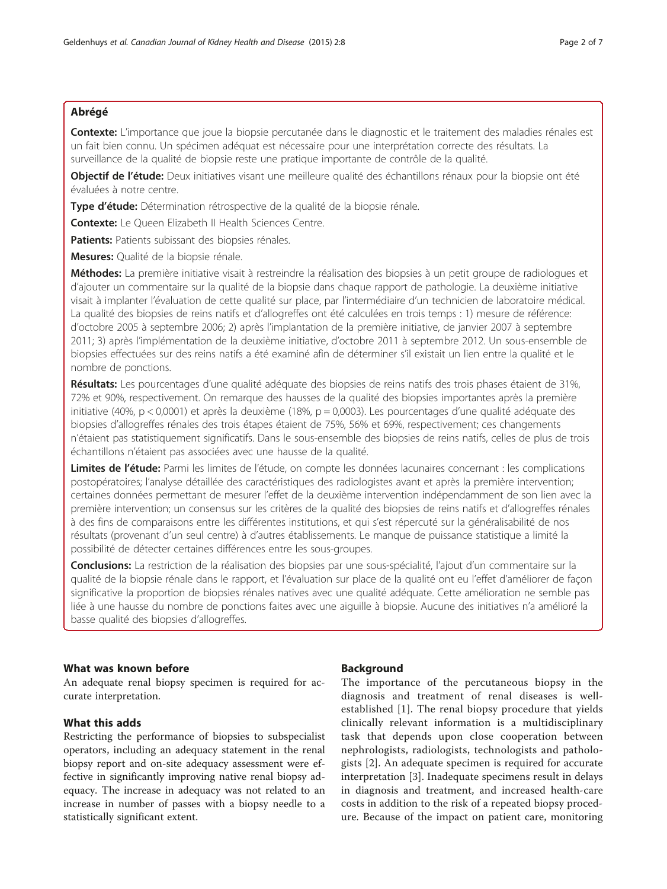## Abrégé

**Contexte:** L'importance que joue la biopsie percutanée dans le diagnostic et le traitement des maladies rénales est un fait bien connu. Un spécimen adéquat est nécessaire pour une interprétation correcte des résultats. La surveillance de la qualité de biopsie reste une pratique importante de contrôle de la qualité.

**Objectif de l'étude:** Deux initiatives visant une meilleure qualité des échantillons rénaux pour la biopsie ont été évaluées à notre centre.

**Type d'étude:** Détermination rétrospective de la qualité de la biopsie rénale.

**Contexte:** Le Queen Elizabeth II Health Sciences Centre.

**Patients:** Patients subissant des biopsies rénales.

**Mesures:** Qualité de la biopsie rénale.

**Méthodes:** La première initiative visait à restreindre la réalisation des biopsies à un petit groupe de radiologues et d'ajouter un commentaire sur la qualité de la biopsie dans chaque rapport de pathologie. La deuxième initiative visait à implanter l'évaluation de cette qualité sur place, par l'intermédiaire d'un technicien de laboratoire médical. La qualité des biopsies de reins natifs et d'allogreffes ont été calculées en trois temps : 1) mesure de référence: d'octobre 2005 à septembre 2006; 2) après l'implantation de la première initiative, de janvier 2007 à septembre 2011; 3) après l'implémentation de la deuxième initiative, d'octobre 2011 à septembre 2012. Un sous-ensemble de biopsies effectuées sur des reins natifs a été examiné afin de déterminer s'il existait un lien entre la qualité et le nombre de ponctions.

**Résultats:** Les pourcentages d'une qualité adéquate des biopsies de reins natifs des trois phases étaient de 31%, 72% et 90%, respectivement. On remarque des hausses de la qualité des biopsies importantes après la première initiative (40%, $p < 0,0001$) et après la deuxième (18%, $p = 0,0003$). Les pourcentages d'une qualité adéquate des biopsies d'allogreffes rénales des trois étapes étaient de 75%, 56% et 69%, respectivement; ces changements n'étaient pas statistiquement significatifs. Dans le sous-ensemble des biopsies de reins natifs, celles de plus de trois échantillons n'étaient pas associées avec une hausse de la qualité.

**Limites de l'étude:** Parmi les limites de l'étude, on compte les données lacunaires concernant : les complications postopératoires; l'analyse détaillée des caractéristiques des radiologistes avant et après la première intervention; certaines données permettant de mesurer l'effet de la deuxième intervention indépendamment de son lien avec la première intervention; un consensus sur les critères de la qualité des biopsies de reins natifs et d'allogreffes rénales à des fins de comparaisons entre les différentes institutions, et qui s'est répercuté sur la généralisabilité de nos résultats (provenant d'un seul centre) à d'autres établissements. Le manque de puissance statistique a limité la possibilité de détecter certaines différences entre les sous-groupes.

**Conclusions:** La restriction de la réalisation des biopsies par une sous-spécialité, l'ajout d'un commentaire sur la qualité de la biopsie rénale dans le rapport, et l'évaluation sur place de la qualité ont eu l'effet d'améliorer de façon significative la proportion de biopsies rénales natives avec une qualité adéquate. Cette amélioration ne semble pas liée à une hausse du nombre de ponctions faites avec une aiguille à biopsie. Aucune des initiatives n'a amélioré la basse qualité des biopsies d'allogreffes.

## What was known before

An adequate renal biopsy specimen is required for accurate interpretation.

## What this adds

Restricting the performance of biopsies to subspecialist operators, including an adequacy statement in the renal biopsy report and on-site adequacy assessment were effective in significantly improving native renal biopsy adequacy. The increase in adequacy was not related to an increase in number of passes with a biopsy needle to a statistically significant extent.

## Background

The importance of the percutaneous biopsy in the diagnosis and treatment of renal diseases is well-established [1]. The renal biopsy procedure that yields clinically relevant information is a multidisciplinary task that depends upon close cooperation between nephrologists, radiologists, technologists and pathologists [2]. An adequate specimen is required for accurate interpretation [3]. Inadequate specimens result in delays in diagnosis and treatment, and increased health-care costs in addition to the risk of a repeated biopsy procedure. Because of the impact on patient care, monitoring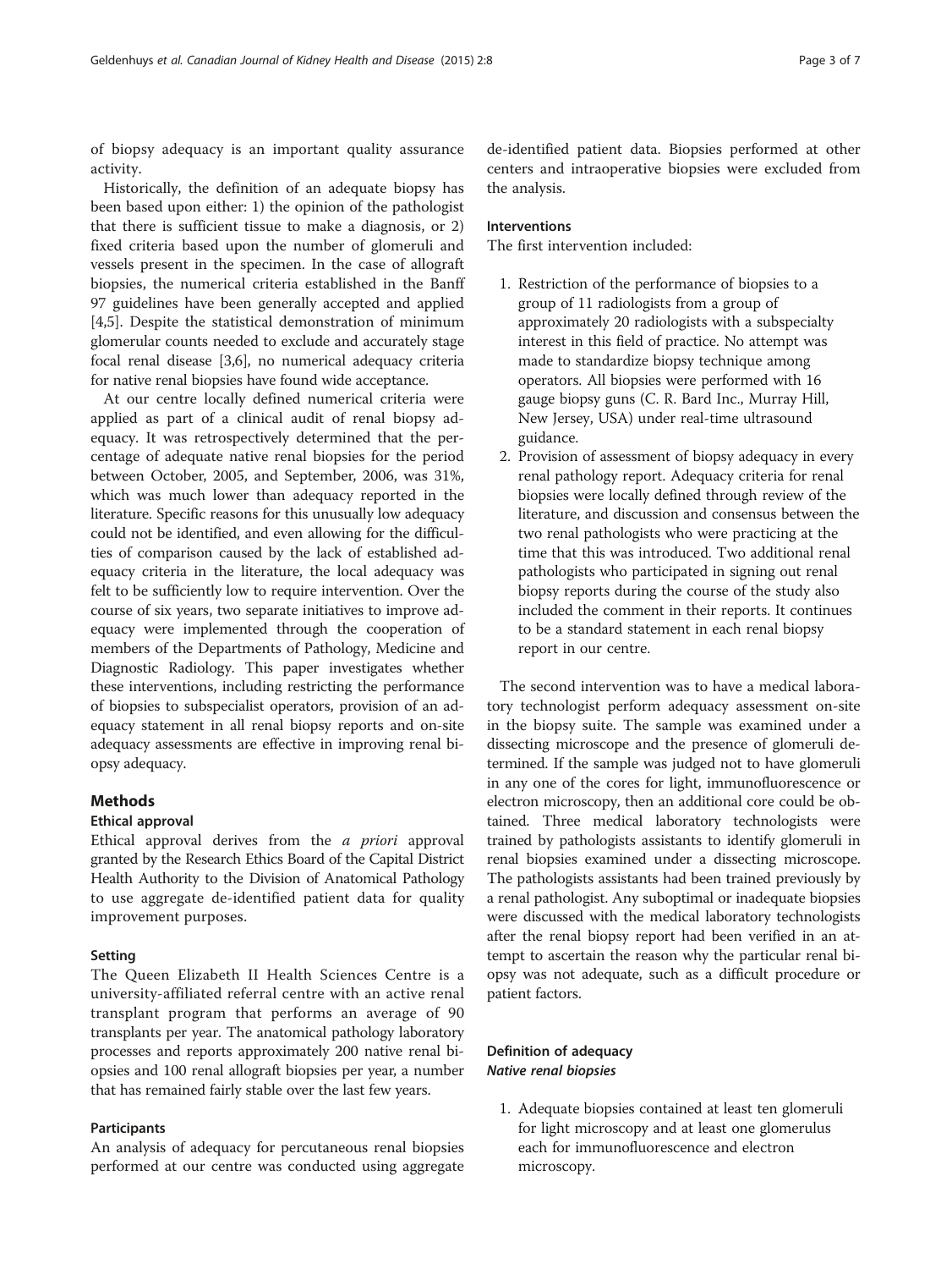of biopsy adequacy is an important quality assurance activity.

Historically, the definition of an adequate biopsy has been based upon either: 1) the opinion of the pathologist that there is sufficient tissue to make a diagnosis, or 2) fixed criteria based upon the number of glomeruli and vessels present in the specimen. In the case of allograft biopsies, the numerical criteria established in the Banff 97 guidelines have been generally accepted and applied [4,5]. Despite the statistical demonstration of minimum glomerular counts needed to exclude and accurately stage focal renal disease [3,6], no numerical adequacy criteria for native renal biopsies have found wide acceptance.

At our centre locally defined numerical criteria were applied as part of a clinical audit of renal biopsy adequacy. It was retrospectively determined that the percentage of adequate native renal biopsies for the period between October, 2005, and September, 2006, was 31%, which was much lower than adequacy reported in the literature. Specific reasons for this unusually low adequacy could not be identified, and even allowing for the difficulties of comparison caused by the lack of established adequacy criteria in the literature, the local adequacy was felt to be sufficiently low to require intervention. Over the course of six years, two separate initiatives to improve adequacy were implemented through the cooperation of members of the Departments of Pathology, Medicine and Diagnostic Radiology. This paper investigates whether these interventions, including restricting the performance of biopsies to subspecialist operators, provision of an adequacy statement in all renal biopsy reports and on-site adequacy assessments are effective in improving renal biopsy adequacy.

## Methods

### Ethical approval

Ethical approval derives from the *a priori* approval granted by the Research Ethics Board of the Capital District Health Authority to the Division of Anatomical Pathology to use aggregate de-identified patient data for quality improvement purposes.

### Setting

The Queen Elizabeth II Health Sciences Centre is a university-affiliated referral centre with an active renal transplant program that performs an average of 90 transplants per year. The anatomical pathology laboratory processes and reports approximately 200 native renal biopsies and 100 renal allograft biopsies per year, a number that has remained fairly stable over the last few years.

### Participants

An analysis of adequacy for percutaneous renal biopsies performed at our centre was conducted using aggregate de-identified patient data. Biopsies performed at other centers and intraoperative biopsies were excluded from the analysis.

### Interventions

The first intervention included:

1. Restriction of the performance of biopsies to a group of 11 radiologists from a group of approximately 20 radiologists with a subspecialty interest in this field of practice. No attempt was made to standardize biopsy technique among operators. All biopsies were performed with 16 gauge biopsy guns (C. R. Bard Inc., Murray Hill, New Jersey, USA) under real-time ultrasound guidance.
2. Provision of assessment of biopsy adequacy in every renal pathology report. Adequacy criteria for renal biopsies were locally defined through review of the literature, and discussion and consensus between the two renal pathologists who were practicing at the time that this was introduced. Two additional renal pathologists who participated in signing out renal biopsy reports during the course of the study also included the comment in their reports. It continues to be a standard statement in each renal biopsy report in our centre.

The second intervention was to have a medical laboratory technologist perform adequacy assessment on-site in the biopsy suite. The sample was examined under a dissecting microscope and the presence of glomeruli determined. If the sample was judged not to have glomeruli in any one of the cores for light, immunofluorescence or electron microscopy, then an additional core could be obtained. Three medical laboratory technologists were trained by pathologists assistants to identify glomeruli in renal biopsies examined under a dissecting microscope. The pathologists assistants had been trained previously by a renal pathologist. Any suboptimal or inadequate biopsies were discussed with the medical laboratory technologists after the renal biopsy report had been verified in an attempt to ascertain the reason why the particular renal biopsy was not adequate, such as a difficult procedure or patient factors.

### Definition of adequacy

#### *Native renal biopsies*

1. Adequate biopsies contained at least ten glomeruli for light microscopy and at least one glomerulus each for immunofluorescence and electron microscopy.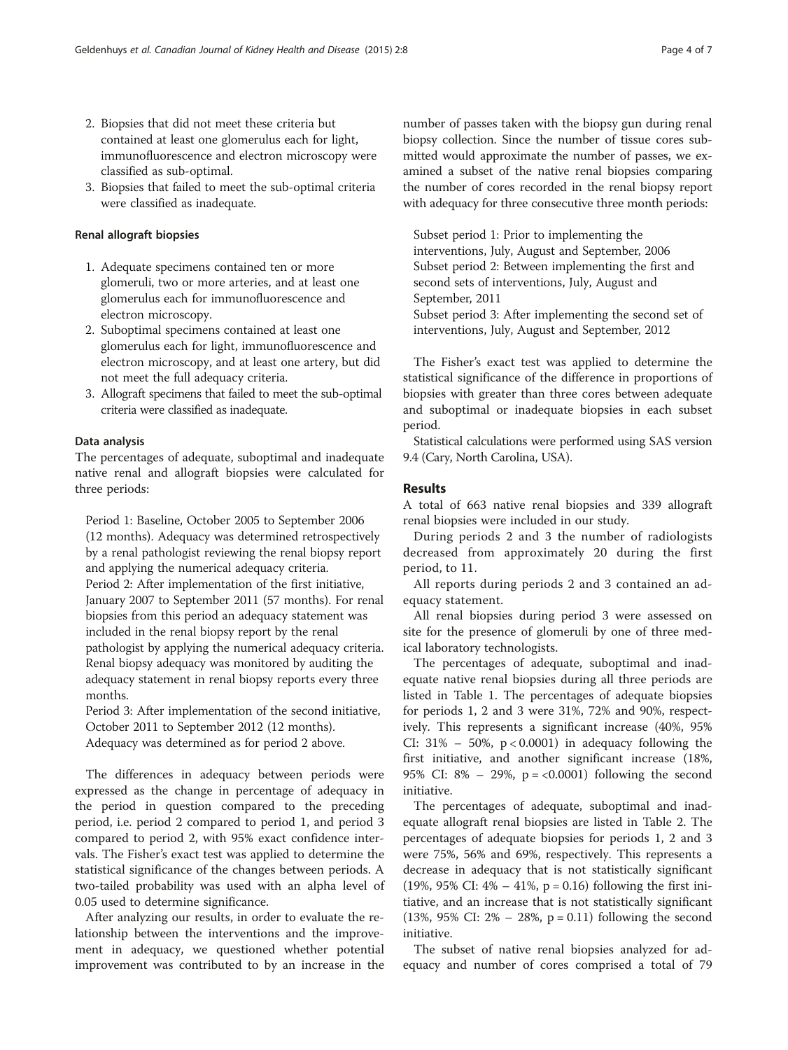2. Biopsies that did not meet these criteria but contained at least one glomerulus each for light, immunofluorescence and electron microscopy were classified as sub-optimal.
3. Biopsies that failed to meet the sub-optimal criteria were classified as inadequate.

#### Renal allograft biopsies

1. Adequate specimens contained ten or more glomeruli, two or more arteries, and at least one glomerulus each for immunofluorescence and electron microscopy.
2. Suboptimal specimens contained at least one glomerulus each for light, immunofluorescence and electron microscopy, and at least one artery, but did not meet the full adequacy criteria.
3. Allograft specimens that failed to meet the sub-optimal criteria were classified as inadequate.

#### Data analysis

The percentages of adequate, suboptimal and inadequate native renal and allograft biopsies were calculated for three periods:

Period 1: Baseline, October 2005 to September 2006 (12 months). Adequacy was determined retrospectively by a renal pathologist reviewing the renal biopsy report and applying the numerical adequacy criteria.
Period 2: After implementation of the first initiative, January 2007 to September 2011 (57 months). For renal biopsies from this period an adequacy statement was included in the renal biopsy report by the renal pathologist by applying the numerical adequacy criteria. Renal biopsy adequacy was monitored by auditing the adequacy statement in renal biopsy reports every three months.
Period 3: After implementation of the second initiative, October 2011 to September 2012 (12 months). Adequacy was determined as for period 2 above.

The differences in adequacy between periods were expressed as the change in percentage of adequacy in the period in question compared to the preceding period, i.e. period 2 compared to period 1, and period 3 compared to period 2, with 95% exact confidence intervals. The Fisher's exact test was applied to determine the statistical significance of the changes between periods. A two-tailed probability was used with an alpha level of 0.05 used to determine significance.

After analyzing our results, in order to evaluate the relationship between the interventions and the improvement in adequacy, we questioned whether potential improvement was contributed to by an increase in the number of passes taken with the biopsy gun during renal biopsy collection. Since the number of tissue cores submitted would approximate the number of passes, we examined a subset of the native renal biopsies comparing the number of cores recorded in the renal biopsy report with adequacy for three consecutive three month periods:

Subset period 1: Prior to implementing the interventions, July, August and September, 2006
Subset period 2: Between implementing the first and second sets of interventions, July, August and September, 2011
Subset period 3: After implementing the second set of interventions, July, August and September, 2012

The Fisher's exact test was applied to determine the statistical significance of the difference in proportions of biopsies with greater than three cores between adequate and suboptimal or inadequate biopsies in each subset period.

Statistical calculations were performed using SAS version 9.4 (Cary, North Carolina, USA).

## Results

A total of 663 native renal biopsies and 339 allograft renal biopsies were included in our study.

During periods 2 and 3 the number of radiologists decreased from approximately 20 during the first period, to 11.

All reports during periods 2 and 3 contained an adequacy statement.

All renal biopsies during period 3 were assessed on site for the presence of glomeruli by one of three medical laboratory technologists.

The percentages of adequate, suboptimal and inadequate native renal biopsies during all three periods are listed in Table 1. The percentages of adequate biopsies for periods 1, 2 and 3 were 31%, 72% and 90%, respectively. This represents a significant increase (40%, 95% CI: 31% – 50%, $p < 0.0001$) in adequacy following the first initiative, and another significant increase (18%, 95% CI: 8% – 29%, $p = <0.0001$) following the second initiative.

The percentages of adequate, suboptimal and inadequate allograft renal biopsies are listed in Table 2. The percentages of adequate biopsies for periods 1, 2 and 3 were 75%, 56% and 69%, respectively. This represents a decrease in adequacy that is not statistically significant (19%, 95% CI: 4% – 41%, $p = 0.16$) following the first initiative, and an increase that is not statistically significant (13%, 95% CI: 2% – 28%, $p = 0.11$) following the second initiative.

The subset of native renal biopsies analyzed for adequacy and number of cores comprised a total of 79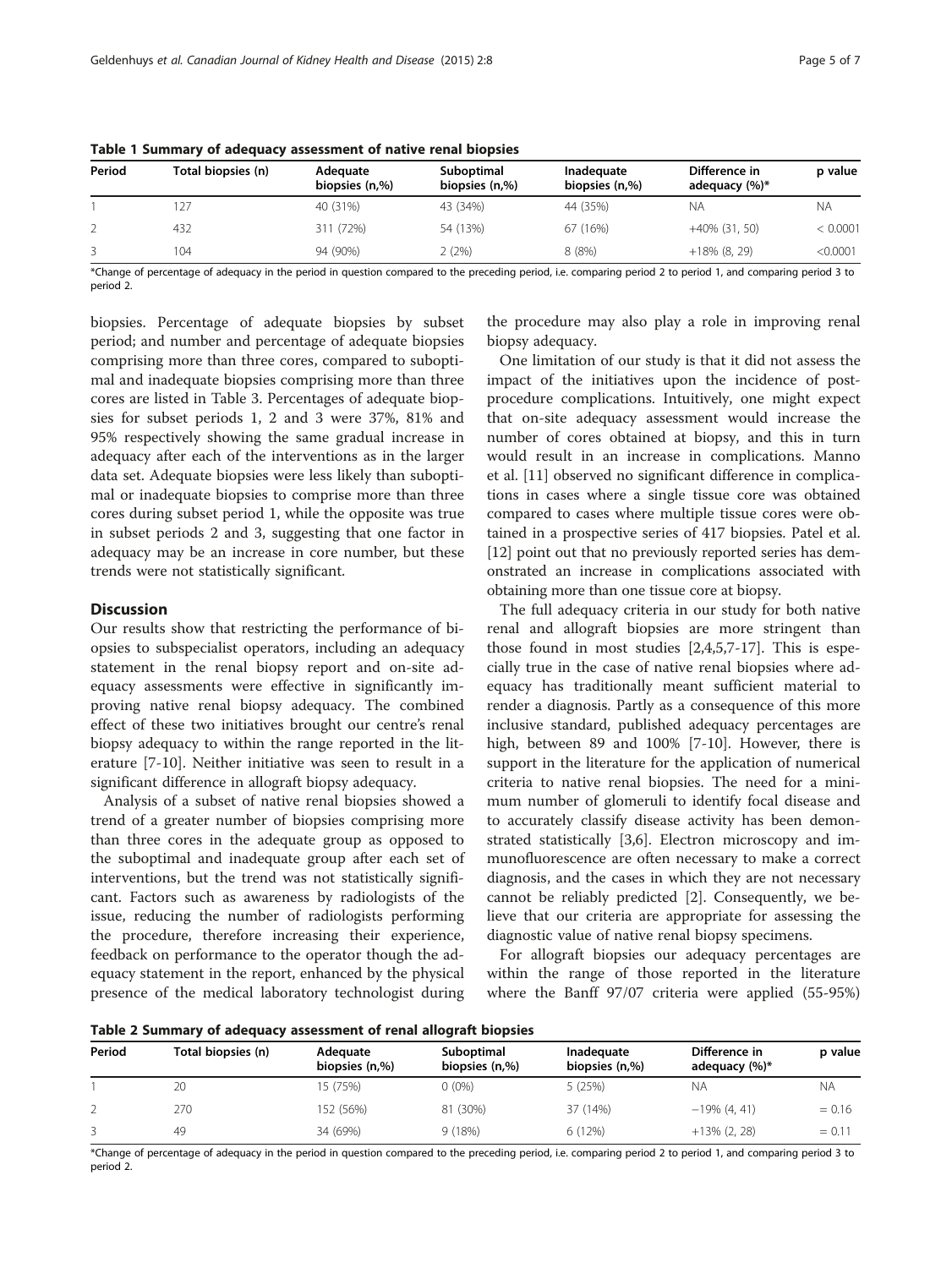**Table 1 Summary of adequacy assessment of native renal biopsies**

| Period | Total biopsies (n) | Adequate biopsies (n,%) | Suboptimal biopsies (n,%) | Inadequate biopsies (n,%) | Difference in adequacy (%)* | p value |
|---|---|---|---|---|---|---|
| 1 | 127 | 40 (31%) | 43 (34%) | 44 (35%) | NA | NA |
| 2 | 432 | 311 (72%) | 54 (13%) | 67 (16%) | +40% (31, 50) | < 0.0001 |
| 3 | 104 | 94 (90%) | 2 (2%) | 8 (8%) | +18% (8, 29) | <0.0001 |

*Change of percentage of adequacy in the period in question compared to the preceding period, i.e. comparing period 2 to period 1, and comparing period 3 to period 2.

biopsies. Percentage of adequate biopsies by subset period; and number and percentage of adequate biopsies comprising more than three cores, compared to suboptimal and inadequate biopsies comprising more than three cores are listed in Table 3. Percentages of adequate biopsies for subset periods 1, 2 and 3 were 37%, 81% and 95% respectively showing the same gradual increase in adequacy after each of the interventions as in the larger data set. Adequate biopsies were less likely than suboptimal or inadequate biopsies to comprise more than three cores during subset period 1, while the opposite was true in subset periods 2 and 3, suggesting that one factor in adequacy may be an increase in core number, but these trends were not statistically significant.

## Discussion

Our results show that restricting the performance of biopsies to subspecialist operators, including an adequacy statement in the renal biopsy report and on-site adequacy assessments were effective in significantly improving native renal biopsy adequacy. The combined effect of these two initiatives brought our centre's renal biopsy adequacy to within the range reported in the literature [7-10]. Neither initiative was seen to result in a significant difference in allograft biopsy adequacy.

Analysis of a subset of native renal biopsies showed a trend of a greater number of biopsies comprising more than three cores in the adequate group as opposed to the suboptimal and inadequate group after each set of interventions, but the trend was not statistically significant. Factors such as awareness by radiologists of the issue, reducing the number of radiologists performing the procedure, therefore increasing their experience, feedback on performance to the operator though the adequacy statement in the report, enhanced by the physical presence of the medical laboratory technologist during the procedure may also play a role in improving renal biopsy adequacy.

One limitation of our study is that it did not assess the impact of the initiatives upon the incidence of post-procedure complications. Intuitively, one might expect that on-site adequacy assessment would increase the number of cores obtained at biopsy, and this in turn would result in an increase in complications. Manno et al. [11] observed no significant difference in complications in cases where a single tissue core was obtained compared to cases where multiple tissue cores were obtained in a prospective series of 417 biopsies. Patel et al. [12] point out that no previously reported series has demonstrated an increase in complications associated with obtaining more than one tissue core at biopsy.

The full adequacy criteria in our study for both native renal and allograft biopsies are more stringent than those found in most studies [2,4,5,7-17]. This is especially true in the case of native renal biopsies where adequacy has traditionally meant sufficient material to render a diagnosis. Partly as a consequence of this more inclusive standard, published adequacy percentages are high, between 89 and 100% [7-10]. However, there is support in the literature for the application of numerical criteria to native renal biopsies. The need for a minimum number of glomeruli to identify focal disease and to accurately classify disease activity has been demonstrated statistically [3,6]. Electron microscopy and immunofluorescence are often necessary to make a correct diagnosis, and the cases in which they are not necessary cannot be reliably predicted [2]. Consequently, we believe that our criteria are appropriate for assessing the diagnostic value of native renal biopsy specimens.

For allograft biopsies our adequacy percentages are within the range of those reported in the literature where the Banff 97/07 criteria were applied (55-95%)

**Table 2 Summary of adequacy assessment of renal allograft biopsies**

| Period | Total biopsies (n) | Adequate biopsies (n,%) | Suboptimal biopsies (n,%) | Inadequate biopsies (n,%) | Difference in adequacy (%)* | p value |
|---|---|---|---|---|---|---|
| 1 | 20 | 15 (75%) | 0 (0%) | 5 (25%) | NA | NA |
| 2 | 270 | 152 (56%) | 81 (30%) | 37 (14%) | −19% (4, 41) | = 0.16 |
| 3 | 49 | 34 (69%) | 9 (18%) | 6 (12%) | +13% (2, 28) | = 0.11 |

*Change of percentage of adequacy in the period in question compared to the preceding period, i.e. comparing period 2 to period 1, and comparing period 3 to period 2.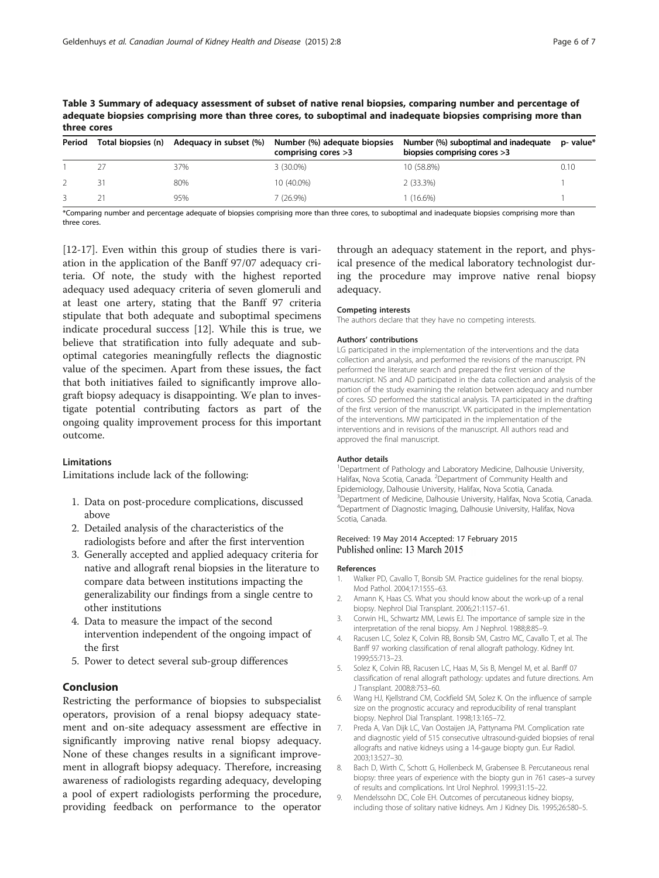**Table 3 Summary of adequacy assessment of subset of native renal biopsies, comparing number and percentage of adequate biopsies comprising more than three cores, to suboptimal and inadequate biopsies comprising more than three cores**

| Period | Total biopsies (n) | Adequacy in subset (%) | Number (%) adequate biopsies comprising cores >3 | Number (%) suboptimal and inadequate biopsies comprising cores >3 | p- value* |
|---|---|---|---|---|---|
| 1 | 27 | 37% | 3 (30.0%) | 10 (58.8%) | 0.10 |
| 2 | 31 | 80% | 10 (40.0%) | 2 (33.3%) | 1 |
| 3 | 21 | 95% | 7 (26.9%) | 1 (16.6%) | 1 |

*Comparing number and percentage adequate of biopsies comprising more than three cores, to suboptimal and inadequate biopsies comprising more than three cores.

[12-17]. Even within this group of studies there is variation in the application of the Banff 97/07 adequacy criteria. Of note, the study with the highest reported adequacy used adequacy criteria of seven glomeruli and at least one artery, stating that the Banff 97 criteria stipulate that both adequate and suboptimal specimens indicate procedural success [12]. While this is true, we believe that stratification into fully adequate and suboptimal categories meaningfully reflects the diagnostic value of the specimen. Apart from these issues, the fact that both initiatives failed to significantly improve allograft biopsy adequacy is disappointing. We plan to investigate potential contributing factors as part of the ongoing quality improvement process for this important outcome.

### Limitations

Limitations include lack of the following:

1. Data on post-procedure complications, discussed above
2. Detailed analysis of the characteristics of the radiologists before and after the first intervention
3. Generally accepted and applied adequacy criteria for native and allograft renal biopsies in the literature to compare data between institutions impacting the generalizability our findings from a single centre to other institutions
4. Data to measure the impact of the second intervention independent of the ongoing impact of the first
5. Power to detect several sub-group differences

## Conclusion

Restricting the performance of biopsies to subspecialist operators, provision of a renal biopsy adequacy statement and on-site adequacy assessment are effective in significantly improving native renal biopsy adequacy. None of these changes results in a significant improvement in allograft biopsy adequacy. Therefore, increasing awareness of radiologists regarding adequacy, developing a pool of expert radiologists performing the procedure, providing feedback on performance to the operator through an adequacy statement in the report, and physical presence of the medical laboratory technologist during the procedure may improve native renal biopsy adequacy.

#### Competing interests

The authors declare that they have no competing interests.

#### Authors' contributions

LG participated in the implementation of the interventions and the data collection and analysis, and performed the revisions of the manuscript. PN performed the literature search and prepared the first version of the manuscript. NS and AD participated in the data collection and analysis of the portion of the study examining the relation between adequacy and number of cores. SD performed the statistical analysis. TA participated in the drafting of the first version of the manuscript. VK participated in the implementation of the interventions. MW participated in the implementation of the interventions and in revisions of the manuscript. All authors read and approved the final manuscript.

#### Author details

[1]Department of Pathology and Laboratory Medicine, Dalhousie University, Halifax, Nova Scotia, Canada. [2]Department of Community Health and Epidemiology, Dalhousie University, Halifax, Nova Scotia, Canada. [3]Department of Medicine, Dalhousie University, Halifax, Nova Scotia, Canada. [4]Department of Diagnostic Imaging, Dalhousie University, Halifax, Nova Scotia, Canada.

Received: 19 May 2014 Accepted: 17 February 2015
Published online: 13 March 2015

#### References

1. Walker PD, Cavallo T, Bonsib SM. Practice guidelines for the renal biopsy. Mod Pathol. 2004;17:1555–63.
2. Amann K, Haas CS. What you should know about the work-up of a renal biopsy. Nephrol Dial Transplant. 2006;21:1157–61.
3. Corwin HL, Schwartz MM, Lewis EJ. The importance of sample size in the interpretation of the renal biopsy. Am J Nephrol. 1988;8:85–9.
4. Racusen LC, Solez K, Colvin RB, Bonsib SM, Castro MC, Cavallo T, et al. The Banff 97 working classification of renal allograft pathology. Kidney Int. 1999;55:713–23.
5. Solez K, Colvin RB, Racusen LC, Haas M, Sis B, Mengel M, et al. Banff 07 classification of renal allograft pathology: updates and future directions. Am J Transplant. 2008;8:753–60.
6. Wang HJ, Kjellstrand CM, Cockfield SM, Solez K. On the influence of sample size on the prognostic accuracy and reproducibility of renal transplant biopsy. Nephrol Dial Transplant. 1998;13:165–72.
7. Preda A, Van Dijk LC, Van Oostaijen JA, Pattynama PM. Complication rate and diagnostic yield of 515 consecutive ultrasound-guided biopsies of renal allografts and native kidneys using a 14-gauge biopty gun. Eur Radiol. 2003;13:527–30.
8. Bach D, Wirth C, Schott G, Hollenbeck M, Grabensee B. Percutaneous renal biopsy: three years of experience with the biopty gun in 761 cases–a survey of results and complications. Int Urol Nephrol. 1999;31:15–22.
9. Mendelssohn DC, Cole EH. Outcomes of percutaneous kidney biopsy, including those of solitary native kidneys. Am J Kidney Dis. 1995;26:580–5.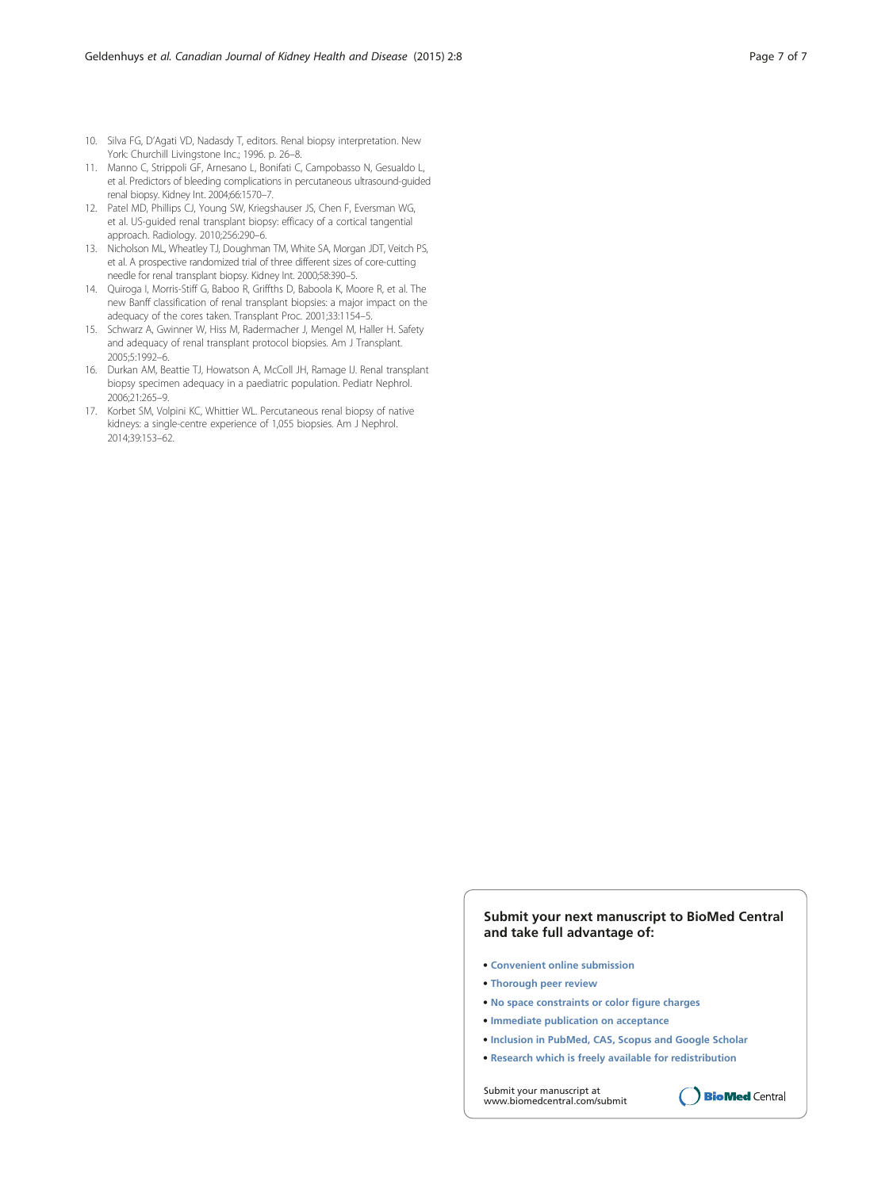10. Silva FG, D'Agati VD, Nadasdy T, editors. Renal biopsy interpretation. New York: Churchill Livingstone Inc.; 1996. p. 26–8.
11. Manno C, Strippoli GF, Arnesano L, Bonifati C, Campobasso N, Gesualdo L, et al. Predictors of bleeding complications in percutaneous ultrasound-guided renal biopsy. Kidney Int. 2004;66:1570–7.
12. Patel MD, Phillips CJ, Young SW, Kriegshauser JS, Chen F, Eversman WG, et al. US-guided renal transplant biopsy: efficacy of a cortical tangential approach. Radiology. 2010;256:290–6.
13. Nicholson ML, Wheatley TJ, Doughman TM, White SA, Morgan JDT, Veitch PS, et al. A prospective randomized trial of three different sizes of core-cutting needle for renal transplant biopsy. Kidney Int. 2000;58:390–5.
14. Quiroga I, Morris-Stiff G, Baboo R, Griffths D, Baboola K, Moore R, et al. The new Banff classification of renal transplant biopsies: a major impact on the adequacy of the cores taken. Transplant Proc. 2001;33:1154–5.
15. Schwarz A, Gwinner W, Hiss M, Radermacher J, Mengel M, Haller H. Safety and adequacy of renal transplant protocol biopsies. Am J Transplant. 2005;5:1992–6.
16. Durkan AM, Beattie TJ, Howatson A, McColl JH, Ramage IJ. Renal transplant biopsy specimen adequacy in a paediatric population. Pediatr Nephrol. 2006;21:265–9.
17. Korbet SM, Volpini KC, Whittier WL. Percutaneous renal biopsy of native kidneys: a single-centre experience of 1,055 biopsies. Am J Nephrol. 2014;39:153–62.

**Submit your next manuscript to BioMed Central and take full advantage of:**

- **Convenient online submission**
- **Thorough peer review**
- **No space constraints or color figure charges**
- **Immediate publication on acceptance**
- **Inclusion in PubMed, CAS, Scopus and Google Scholar**
- **Research which is freely available for redistribution**

Submit your manuscript at
www.biomedcentral.com/submit

BioMed Central